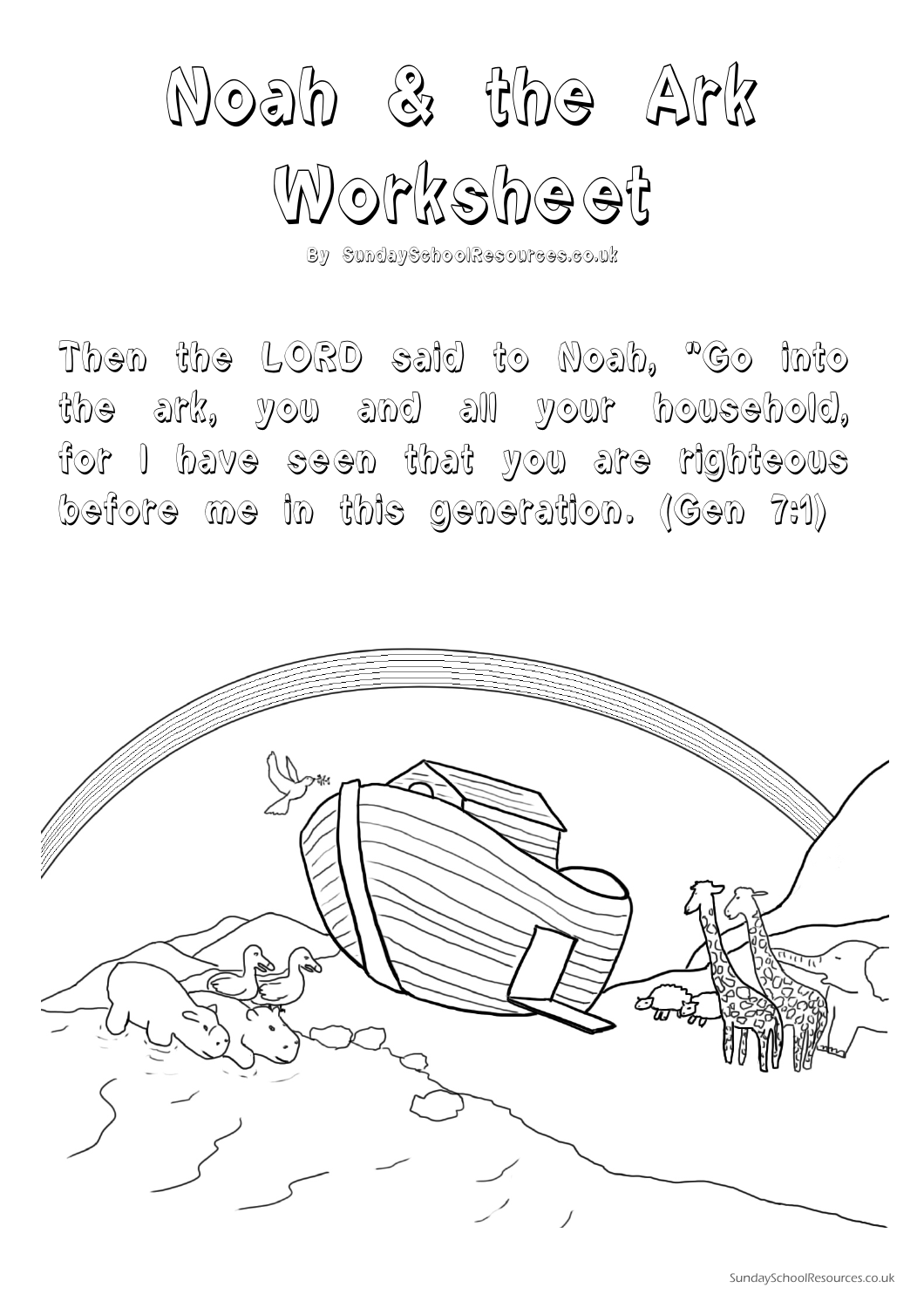# Noah & the Ark Worksheet

By SundaySchoolResources.co.uk

Then the LORD said to Noah, "Go into the ark, you and all your household, for I have seen that you are righteous before me in this generation. (Gen 7:1)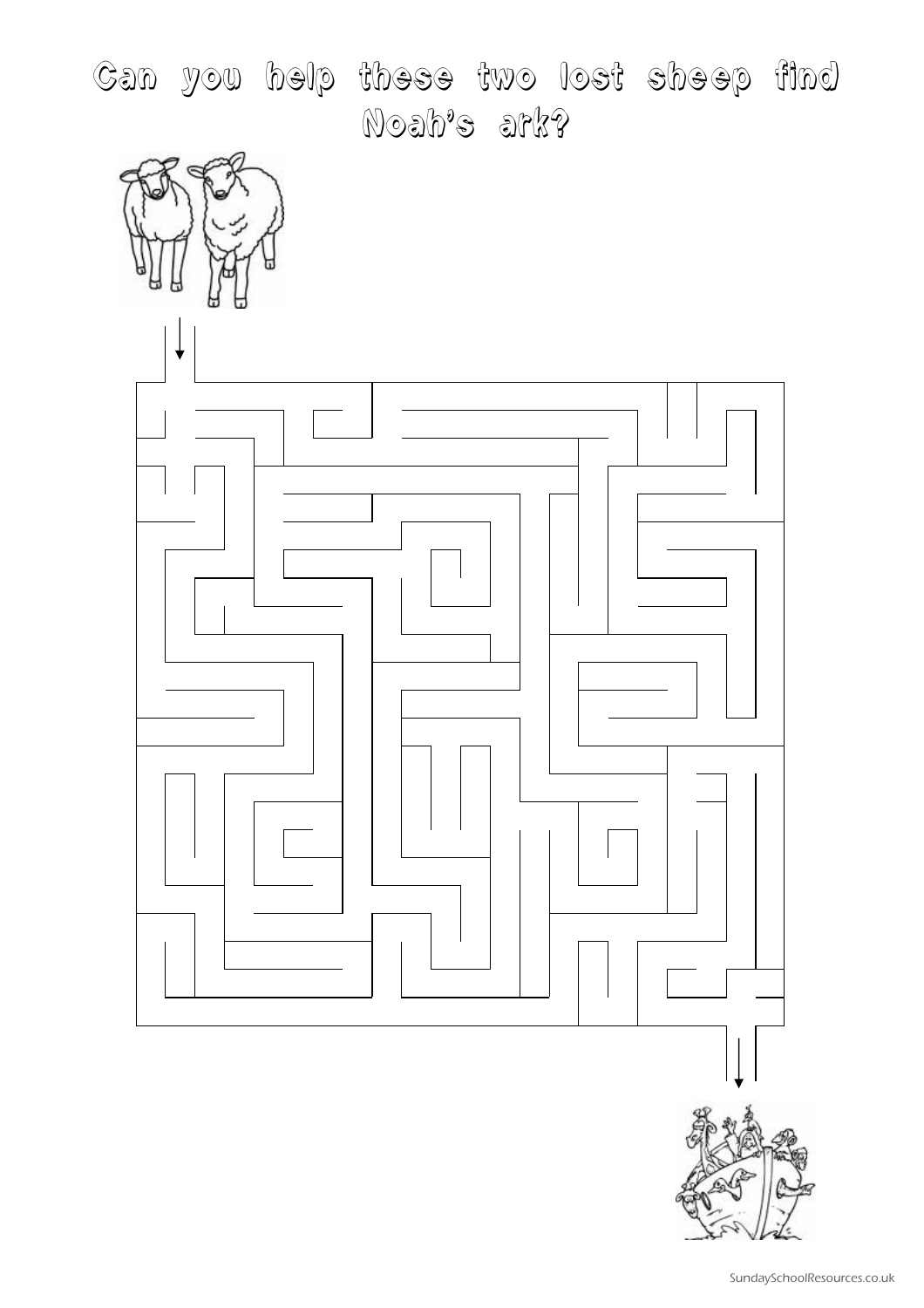# Can you help these two lost sheep find Noah's ark?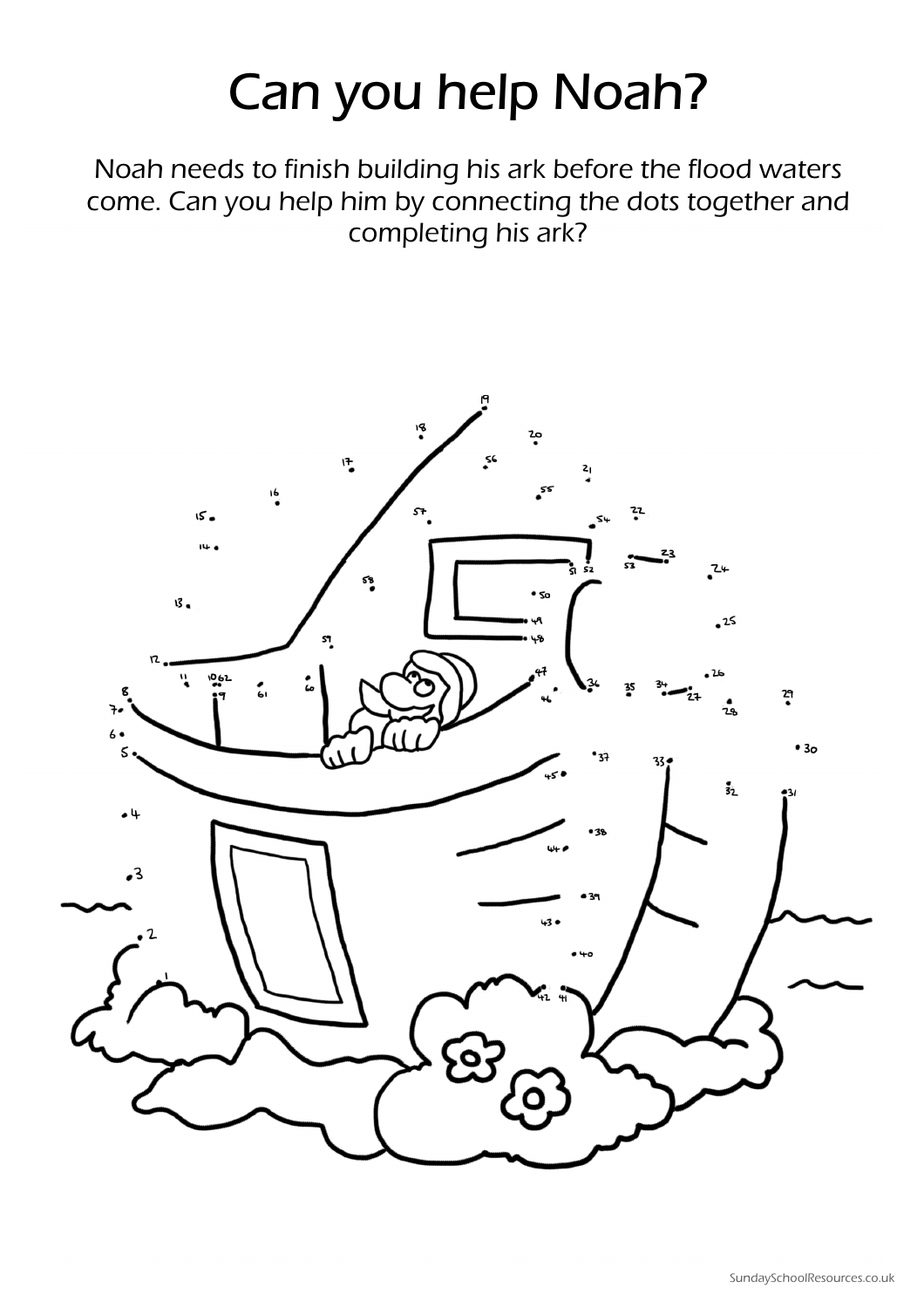# Can you help Noah?

Noah needs to finish building his ark before the flood waters come. Can you help him by connecting the dots together and completing his ark?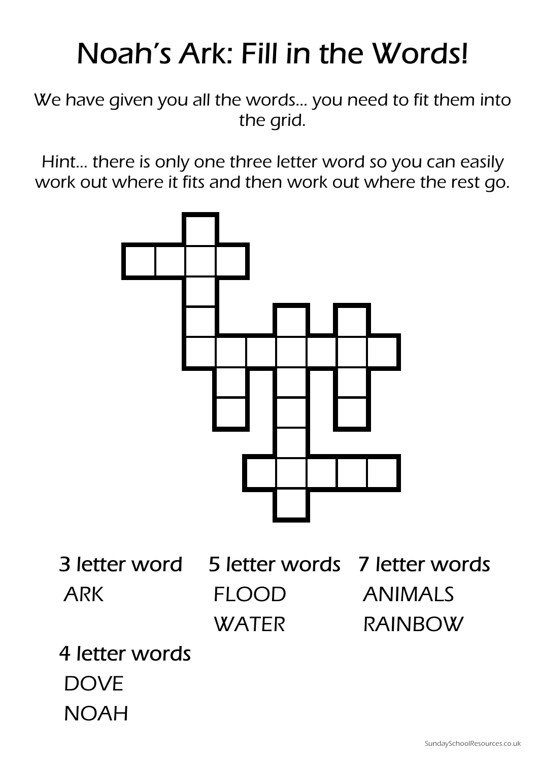# Noah's Ark: Fill in the Words!

We have given you all the words... you need to fit them into the grid.

Hint... there is only one three letter word so you can easily work out where it fits and then work out where the rest go.

**3 letter word**

ARK

**5 letter words**

FLOOD

WATER

**7 letter words**

ANIMALS

RAINBOW

**4 letter words**

DOVE

NOAH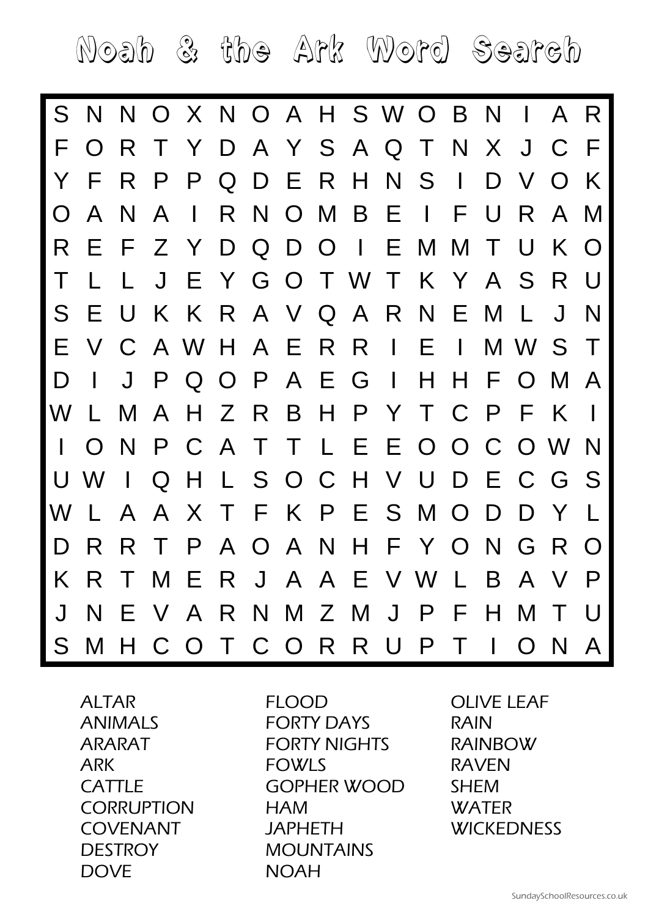# Noah & the Ark Word Search

| | | | | | | | | | | | | | | | | |
|---|---|---|---|---|---|---|---|---|---|---|---|---|---|---|---|---|
| S | N | N | O | X | N | O | A | H | S | W | O | B | N | I | A | R |
| F | O | R | T | Y | D | A | Y | S | A | Q | T | N | X | J | C | F |
| Y | F | R | P | P | Q | D | E | R | H | N | S | I | D | V | O | K |
| O | A | N | A | I | R | N | O | M | B | E | I | F | U | R | A | M |
| R | E | F | Z | Y | D | Q | D | O | I | E | M | M | T | U | K | O |
| T | L | L | J | E | Y | G | O | T | W | T | K | Y | A | S | R | U |
| S | E | U | K | K | R | A | V | Q | A | R | N | E | M | L | J | N |
| E | V | C | A | W | H | A | E | R | R | I | E | I | M | W | S | T |
| D | I | J | P | Q | O | P | A | E | G | I | H | H | F | O | M | A |
| W | L | M | A | H | Z | R | B | H | P | Y | T | C | P | F | K | I |
| I | O | N | P | C | A | T | T | L | E | E | O | O | C | O | W | N |
| U | W | I | Q | H | L | S | O | C | H | V | U | D | E | C | G | S |
| W | L | A | A | X | T | F | K | P | E | S | M | O | D | D | Y | L |
| D | R | R | T | P | A | O | A | N | H | F | Y | O | N | G | R | O |
| K | R | T | M | E | R | J | A | A | E | V | W | L | B | A | V | P |
| J | N | E | V | A | R | N | M | Z | M | J | P | F | H | M | T | U |
| S | M | H | C | O | T | C | O | R | R | U | P | T | I | O | N | A |

ALTAR
ANIMALS
ARARAT
ARK
CATTLE
CORRUPTION
COVENANT
DESTROY
DOVE
FLOOD
FORTY DAYS
FORTY NIGHTS
FOWLS
GOPHER WOOD
HAM
JAPHETH
MOUNTAINS
NOAH
OLIVE LEAF
RAIN
RAINBOW
RAVEN
SHEM
WATER
WICKEDNESS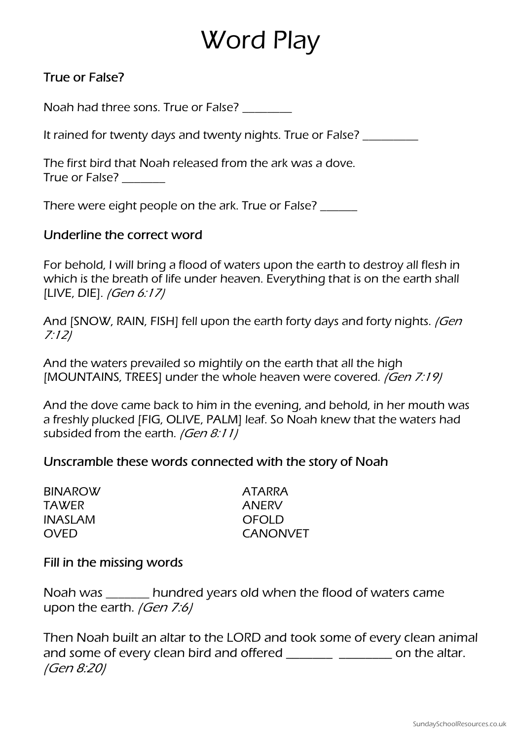# Word Play

## True or False?

Noah had three sons. True or False? _________

It rained for twenty days and twenty nights. True or False? __________

The first bird that Noah released from the ark was a dove.
True or False? ________

There were eight people on the ark. True or False? _______

## Underline the correct word

For behold, I will bring a flood of waters upon the earth to destroy all flesh in which is the breath of life under heaven. Everything that is on the earth shall [LIVE, DIE]. *(Gen 6:17)*

And [SNOW, RAIN, FISH] fell upon the earth forty days and forty nights. *(Gen 7:12)*

And the waters prevailed so mightily on the earth that all the high [MOUNTAINS, TREES] under the whole heaven were covered. *(Gen 7:19)*

And the dove came back to him in the evening, and behold, in her mouth was a freshly plucked [FIG, OLIVE, PALM] leaf. So Noah knew that the waters had subsided from the earth. *(Gen 8:11)*

## Unscramble these words connected with the story of Noah

BINAROW
TAWER
INASLAM
OVED

ATARRA
ANERV
OFOLD
CANONVET

## Fill in the missing words

Noah was ________ hundred years old when the flood of waters came upon the earth. *(Gen 7:6)*

Then Noah built an altar to the LORD and took some of every clean animal and some of every clean bird and offered ________ _________ on the altar. *(Gen 8:20)*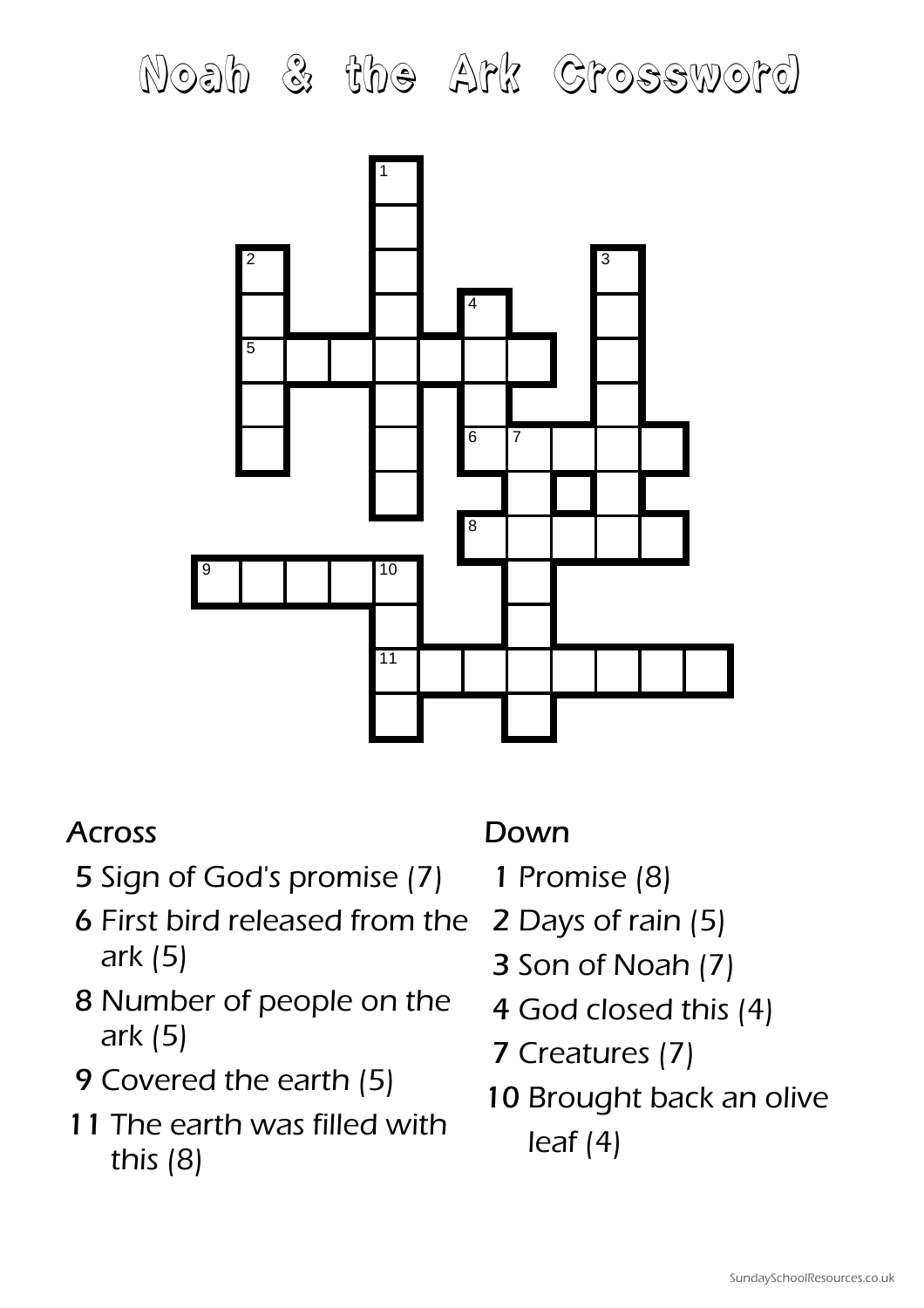# Noah & the Ark Crossword

## Across

5 Sign of God's promise (7)

6 First bird released from the ark (5)

8 Number of people on the ark (5)

9 Covered the earth (5)

11 The earth was filled with this (8)

## Down

1 Promise (8)

2 Days of rain (5)

3 Son of Noah (7)

4 God closed this (4)

7 Creatures (7)

10 Brought back an olive leaf (4)

SundaySchoolResources.co.uk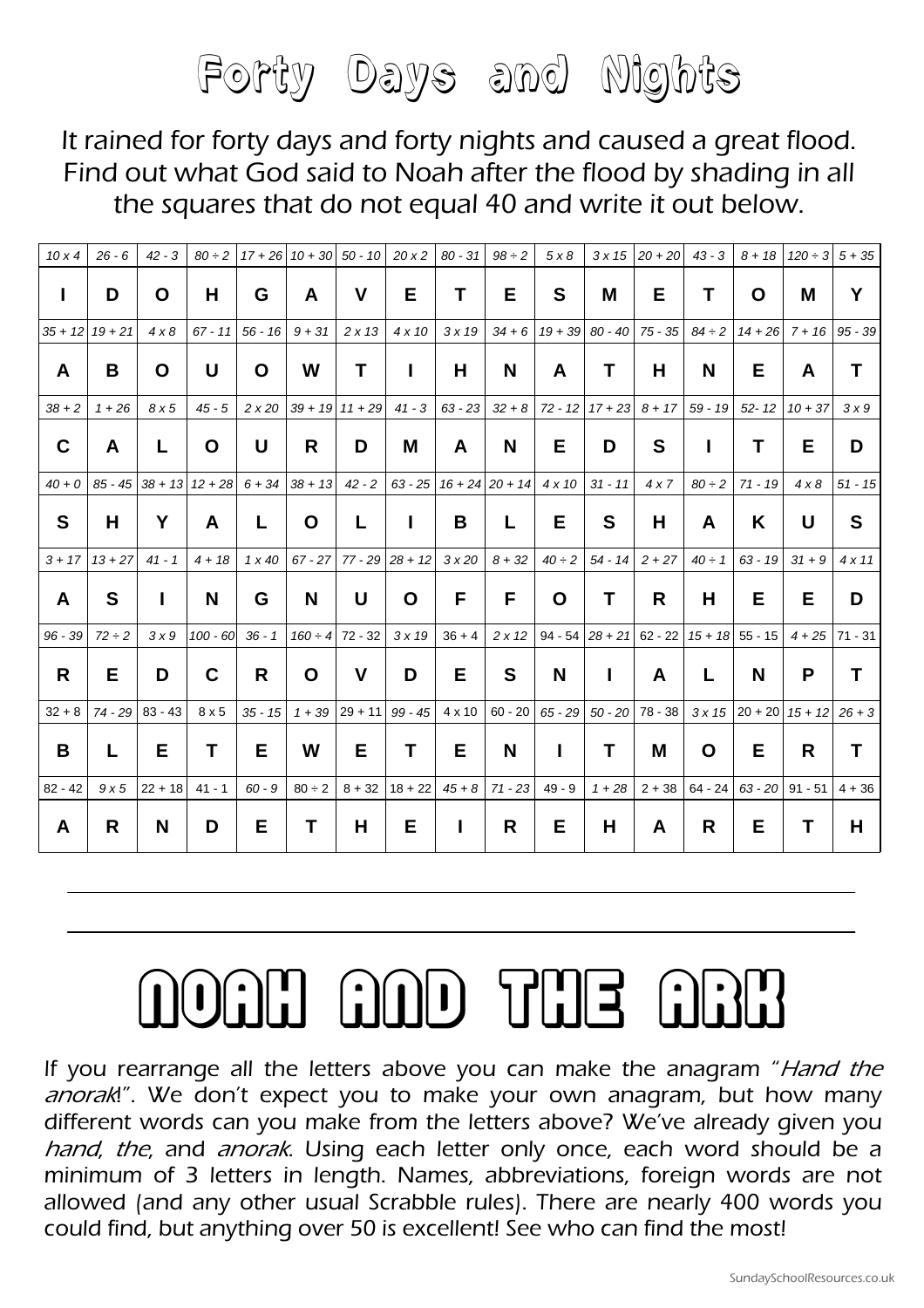# Forty Days and Nights

It rained for forty days and forty nights and caused a great flood. Find out what God said to Noah after the flood by shading in all the squares that do not equal 40 and write it out below.

| | | | | | | | | | | | | | | | | |
|---|---|---|---|---|---|---|---|---|---|---|---|---|---|---|---|---|
| 10 x 4 | 26 - 6 | 42 - 3 | 80 ÷ 2 | 17 + 26 | 10 + 30 | 50 - 10 | 20 x 2 | 80 - 31 | 98 ÷ 2 | 5 x 8 | 3 x 15 | 20 + 20 | 43 - 3 | 8 + 18 | 120 ÷ 3 | 5 + 35 |
| **I** | **D** | **O** | **H** | **G** | **A** | **V** | **E** | **T** | **E** | **S** | **M** | **E** | **T** | **O** | **M** | **Y** |
| 35 + 12 | 19 + 21 | 4 x 8 | 67 - 11 | 56 - 16 | 9 + 31 | 2 x 13 | 4 x 10 | 3 x 19 | 34 + 6 | 19 + 39 | 80 - 40 | 75 - 35 | 84 ÷ 2 | 14 + 26 | 7 + 16 | 95 - 39 |
| **A** | **B** | **O** | **U** | **O** | **W** | **T** | **I** | **H** | **N** | **A** | **T** | **H** | **N** | **E** | **A** | **T** |
| 38 + 2 | 1 + 26 | 8 x 5 | 45 - 5 | 2 x 20 | 39 + 19 | 11 + 29 | 41 - 3 | 63 - 23 | 32 + 8 | 72 - 12 | 17 + 23 | 8 + 17 | 59 - 19 | 52- 12 | 10 + 37 | 3 x 9 |
| **C** | **A** | **L** | **O** | **U** | **R** | **D** | **M** | **A** | **N** | **E** | **D** | **S** | **I** | **T** | **E** | **D** |
| 40 + 0 | 85 - 45 | 38 + 13 | 12 + 28 | 6 + 34 | 38 + 13 | 42 - 2 | 63 - 25 | 16 + 24 | 20 + 14 | 4 x 10 | 31 - 11 | 4 x 7 | 80 ÷ 2 | 71 - 19 | 4 x 8 | 51 - 15 |
| **S** | **H** | **Y** | **A** | **L** | **O** | **L** | **I** | **B** | **L** | **E** | **S** | **H** | **A** | **K** | **U** | **S** |
| 3 + 17 | 13 + 27 | 41 - 1 | 4 + 18 | 1 x 40 | 67 - 27 | 77 - 29 | 28 + 12 | 3 x 20 | 8 + 32 | 40 ÷ 2 | 54 - 14 | 2 + 27 | 40 ÷ 1 | 63 - 19 | 31 + 9 | 4 x 11 |
| **A** | **S** | **I** | **N** | **G** | **N** | **U** | **O** | **F** | **F** | **O** | **T** | **R** | **H** | **E** | **E** | **D** |
| 96 - 39 | 72 ÷ 2 | 3 x 9 | 100 - 60 | 36 - 1 | 160 ÷ 4 | 72 - 32 | 3 x 19 | 36 + 4 | 2 x 12 | 94 - 54 | 28 + 21 | 62 - 22 | 15 + 18 | 55 - 15 | 4 + 25 | 71 - 31 |
| **R** | **E** | **D** | **C** | **R** | **O** | **V** | **D** | **E** | **S** | **N** | **I** | **A** | **L** | **N** | **P** | **T** |
| 32 + 8 | 74 - 29 | 83 - 43 | 8 x 5 | 35 - 15 | 1 + 39 | 29 + 11 | 99 - 45 | 4 x 10 | 60 - 20 | 65 - 29 | 50 - 20 | 78 - 38 | 3 x 15 | 20 + 20 | 15 + 12 | 26 + 3 |
| **B** | **L** | **E** | **T** | **E** | **W** | **E** | **T** | **E** | **N** | **I** | **T** | **M** | **O** | **E** | **R** | **T** |
| 82 - 42 | 9 x 5 | 22 + 18 | 41 - 1 | 60 - 9 | 80 ÷ 2 | 8 + 32 | 18 + 22 | 45 + 8 | 71 - 23 | 49 - 9 | 1 + 28 | 2 + 38 | 64 - 24 | 63 - 20 | 91 - 51 | 4 + 36 |
| **A** | **R** | **N** | **D** | **E** | **T** | **H** | **E** | **I** | **R** | **E** | **H** | **A** | **R** | **E** | **T** | **H** |

______________________________________________________________

______________________________________________________________

# NOAH AND THE ARK

If you rearrange all the letters above you can make the anagram "*Hand the anorak*!". We don't expect you to make your own anagram, but how many different words can you make from the letters above? We've already given you *hand*, *the*, and *anorak*. Using each letter only once, each word should be a minimum of 3 letters in length. Names, abbreviations, foreign words are not allowed (and any other usual Scrabble rules). There are nearly 400 words you could find, but anything over 50 is excellent! See who can find the most!